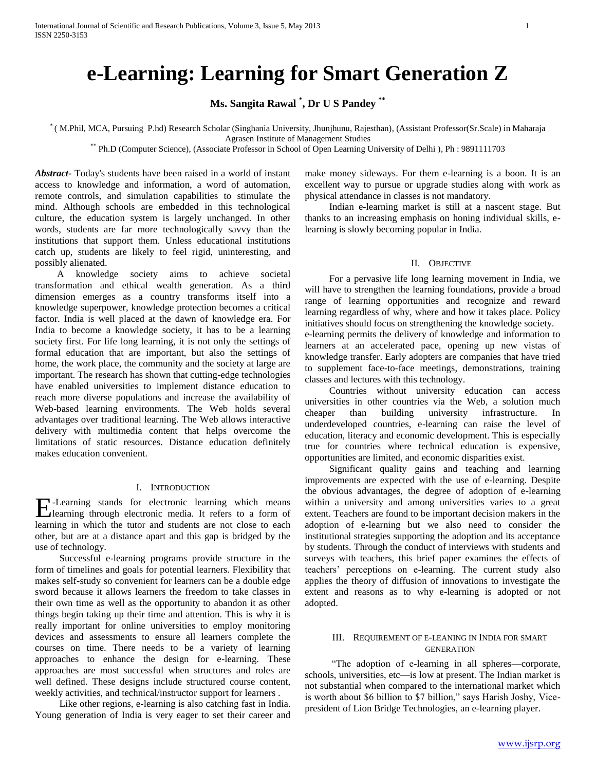# e-Learning: Learning for Smart Generation Z

**Ms. Sangita Rawal [*], Dr U S Pandey [**]**

[*] ( M.Phil, MCA, Pursuing P.hd) Research Scholar (Singhania University, Jhunjhunu, Rajesthan), (Assistant Professor(Sr.Scale) in Maharaja Agrasen Institute of Management Studies

[**] Ph.D (Computer Science), (Associate Professor in School of Open Learning University of Delhi ), Ph : 9891111703

***Abstract-*** Today's students have been raised in a world of instant access to knowledge and information, a word of automation, remote controls, and simulation capabilities to stimulate the mind. Although schools are embedded in this technological culture, the education system is largely unchanged. In other words, students are far more technologically savvy than the institutions that support them. Unless educational institutions catch up, students are likely to feel rigid, uninteresting, and possibly alienated.

A knowledge society aims to achieve societal transformation and ethical wealth generation. As a third dimension emerges as a country transforms itself into a knowledge superpower, knowledge protection becomes a critical factor. India is well placed at the dawn of knowledge era. For India to become a knowledge society, it has to be a learning society first. For life long learning, it is not only the settings of formal education that are important, but also the settings of home, the work place, the community and the society at large are important. The research has shown that cutting-edge technologies have enabled universities to implement distance education to reach more diverse populations and increase the availability of Web-based learning environments. The Web holds several advantages over traditional learning. The Web allows interactive delivery with multimedia content that helps overcome the limitations of static resources. Distance education definitely makes education convenient.

## I. Introduction

E-Learning stands for electronic learning which means learning through electronic media. It refers to a form of learning in which the tutor and students are not close to each other, but are at a distance apart and this gap is bridged by the use of technology.

Successful e-learning programs provide structure in the form of timelines and goals for potential learners. Flexibility that makes self-study so convenient for learners can be a double edge sword because it allows learners the freedom to take classes in their own time as well as the opportunity to abandon it as other things begin taking up their time and attention. This is why it is really important for online universities to employ monitoring devices and assessments to ensure all learners complete the courses on time. There needs to be a variety of learning approaches to enhance the design for e-learning. These approaches are most successful when structures and roles are well defined. These designs include structured course content, weekly activities, and technical/instructor support for learners .

Like other regions, e-learning is also catching fast in India. Young generation of India is very eager to set their career and make money sideways. For them e-learning is a boon. It is an excellent way to pursue or upgrade studies along with work as physical attendance in classes is not mandatory.

Indian e-learning market is still at a nascent stage. But thanks to an increasing emphasis on honing individual skills, e-learning is slowly becoming popular in India.

## II. Objective

For a pervasive life long learning movement in India, we will have to strengthen the learning foundations, provide a broad range of learning opportunities and recognize and reward learning regardless of why, where and how it takes place. Policy initiatives should focus on strengthening the knowledge society.

e-learning permits the delivery of knowledge and information to learners at an accelerated pace, opening up new vistas of knowledge transfer. Early adopters are companies that have tried to supplement face-to-face meetings, demonstrations, training classes and lectures with this technology.

Countries without university education can access universities in other countries via the Web, a solution much cheaper than building university infrastructure. In underdeveloped countries, e-learning can raise the level of education, literacy and economic development. This is especially true for countries where technical education is expensive, opportunities are limited, and economic disparities exist.

Significant quality gains and teaching and learning improvements are expected with the use of e-learning. Despite the obvious advantages, the degree of adoption of e-learning within a university and among universities varies to a great extent. Teachers are found to be important decision makers in the adoption of e-learning but we also need to consider the institutional strategies supporting the adoption and its acceptance by students. Through the conduct of interviews with students and surveys with teachers, this brief paper examines the effects of teachers' perceptions on e-learning. The current study also applies the theory of diffusion of innovations to investigate the extent and reasons as to why e-learning is adopted or not adopted.

## III. Requirement of e-leaning in India for smart generation

"The adoption of e-learning in all spheres—corporate, schools, universities, etc—is low at present. The Indian market is not substantial when compared to the international market which is worth about \$6 billion to \$7 billion," says Harish Joshy, Vice-president of Lion Bridge Technologies, an e-learning player.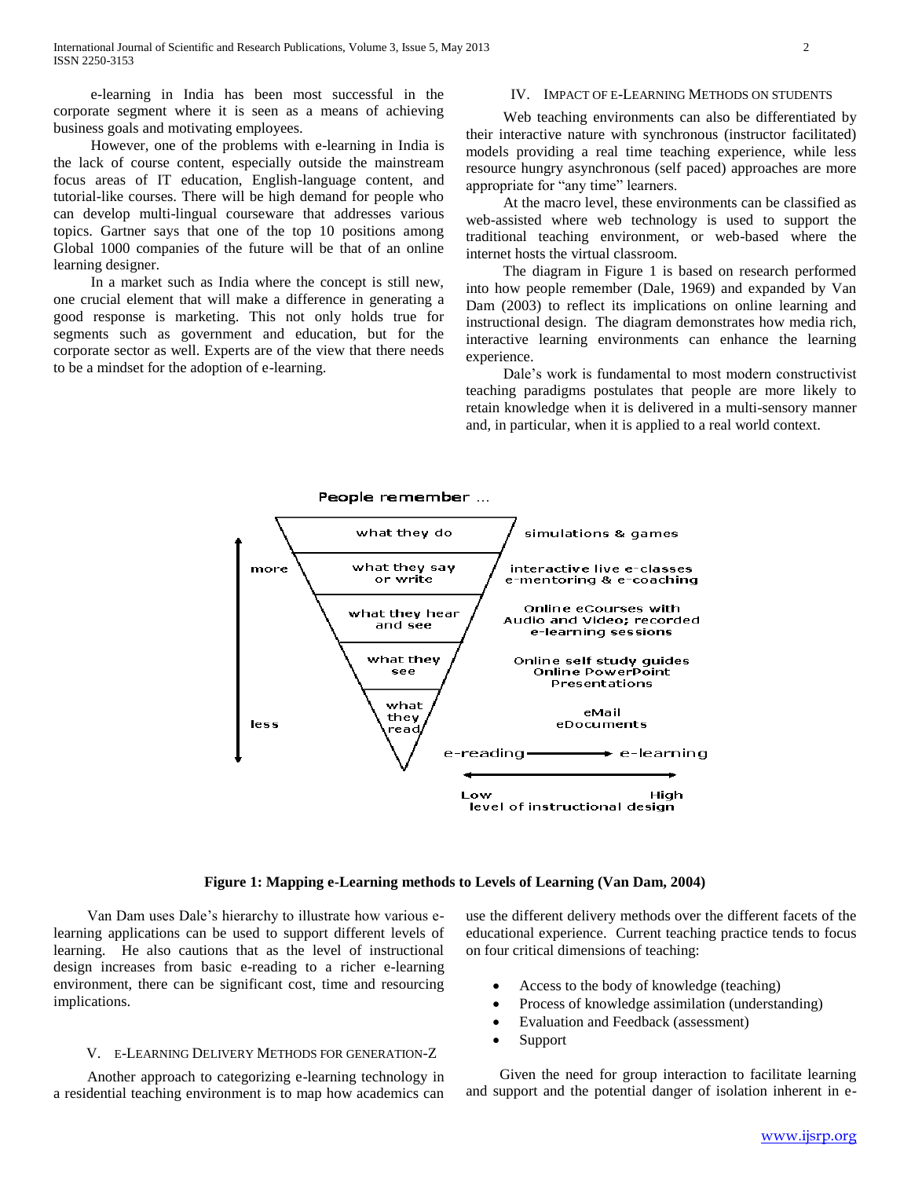e-learning in India has been most successful in the corporate segment where it is seen as a means of achieving business goals and motivating employees.

However, one of the problems with e-learning in India is the lack of course content, especially outside the mainstream focus areas of IT education, English-language content, and tutorial-like courses. There will be high demand for people who can develop multi-lingual courseware that addresses various topics. Gartner says that one of the top 10 positions among Global 1000 companies of the future will be that of an online learning designer.

In a market such as India where the concept is still new, one crucial element that will make a difference in generating a good response is marketing. This not only holds true for segments such as government and education, but for the corporate sector as well. Experts are of the view that there needs to be a mindset for the adoption of e-learning.

## IV. Impact of e-Learning Methods on students

Web teaching environments can also be differentiated by their interactive nature with synchronous (instructor facilitated) models providing a real time teaching experience, while less resource hungry asynchronous (self paced) approaches are more appropriate for "any time" learners.

At the macro level, these environments can be classified as web-assisted where web technology is used to support the traditional teaching environment, or web-based where the internet hosts the virtual classroom.

The diagram in Figure 1 is based on research performed into how people remember (Dale, 1969) and expanded by Van Dam (2003) to reflect its implications on online learning and instructional design. The diagram demonstrates how media rich, interactive learning environments can enhance the learning experience.

Dale's work is fundamental to most modern constructivist teaching paradigms postulates that people are more likely to retain knowledge when it is delivered in a multi-sensory manner and, in particular, when it is applied to a real world context.

People remember ...

| People remember ... | e-Learning method |
|---|---|
| what they do | simulations & games |
| what they say or write | interactive live e-classes, e-mentoring & e-coaching |
| what they hear and see | Online eCourses with Audio and Video; recorded e-learning sessions |
| what they see | Online self study guides, Online PowerPoint Presentations |
| what they read | eMail, eDocuments |

more ↔ less; e-reading → e-learning; Low ↔ High level of instructional design

**Figure 1: Mapping e-Learning methods to Levels of Learning (Van Dam, 2004)**

Van Dam uses Dale's hierarchy to illustrate how various e-learning applications can be used to support different levels of learning. He also cautions that as the level of instructional design increases from basic e-reading to a richer e-learning environment, there can be significant cost, time and resourcing implications.

## V. e-Learning Delivery Methods for generation-Z

Another approach to categorizing e-learning technology in a residential teaching environment is to map how academics can use the different delivery methods over the different facets of the educational experience. Current teaching practice tends to focus on four critical dimensions of teaching:

- Access to the body of knowledge (teaching)
- Process of knowledge assimilation (understanding)
- Evaluation and Feedback (assessment)
- Support

Given the need for group interaction to facilitate learning and support and the potential danger of isolation inherent in e-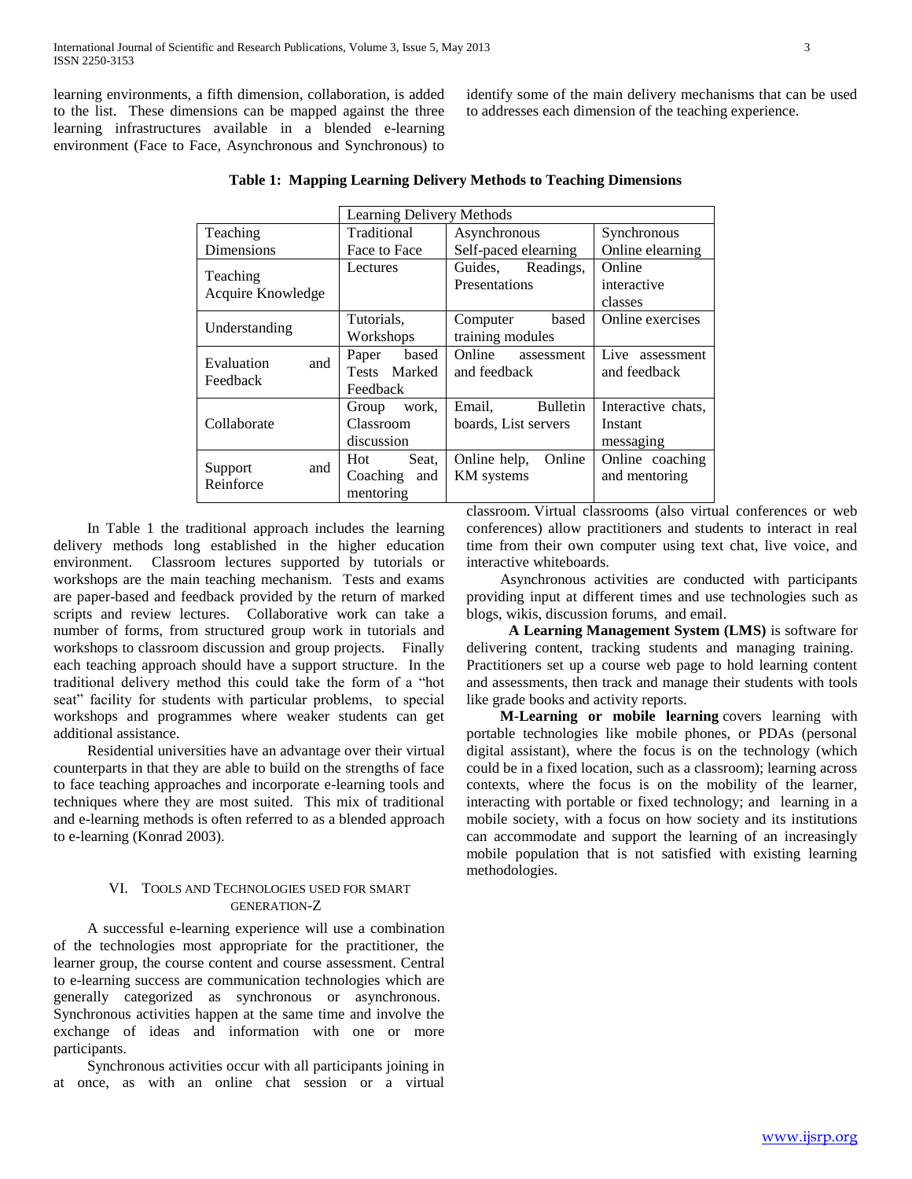learning environments, a fifth dimension, collaboration, is added to the list. These dimensions can be mapped against the three learning infrastructures available in a blended e-learning environment (Face to Face, Asynchronous and Synchronous) to identify some of the main delivery mechanisms that can be used to addresses each dimension of the teaching experience.

**Table 1: Mapping Learning Delivery Methods to Teaching Dimensions**

| | Learning Delivery Methods | | |
|---|---|---|---|
| Teaching Dimensions | Traditional Face to Face | Asynchronous Self-paced elearning | Synchronous Online elearning |
| Teaching Acquire Knowledge | Lectures | Guides, Readings, Presentations | Online interactive classes |
| Understanding | Tutorials, Workshops | Computer based training modules | Online exercises |
| Evaluation and Feedback | Paper based Tests Marked Feedback | Online assessment and feedback | Live assessment and feedback |
| Collaborate | Group work, Classroom discussion | Email, Bulletin boards, List servers | Interactive chats, Instant messaging |
| Support and Reinforce | Hot Seat, Coaching and mentoring | Online help, Online KM systems | Online coaching and mentoring |

In Table 1 the traditional approach includes the learning delivery methods long established in the higher education environment. Classroom lectures supported by tutorials or workshops are the main teaching mechanism. Tests and exams are paper-based and feedback provided by the return of marked scripts and review lectures. Collaborative work can take a number of forms, from structured group work in tutorials and workshops to classroom discussion and group projects. Finally each teaching approach should have a support structure. In the traditional delivery method this could take the form of a "hot seat" facility for students with particular problems, to special workshops and programmes where weaker students can get additional assistance.

Residential universities have an advantage over their virtual counterparts in that they are able to build on the strengths of face to face teaching approaches and incorporate e-learning tools and techniques where they are most suited. This mix of traditional and e-learning methods is often referred to as a blended approach to e-learning (Konrad 2003).

## VI. Tools and Technologies used for smart generation-Z

A successful e-learning experience will use a combination of the technologies most appropriate for the practitioner, the learner group, the course content and course assessment. Central to e-learning success are communication technologies which are generally categorized as synchronous or asynchronous. Synchronous activities happen at the same time and involve the exchange of ideas and information with one or more participants.

Synchronous activities occur with all participants joining in at once, as with an online chat session or a virtual classroom. Virtual classrooms (also virtual conferences or web conferences) allow practitioners and students to interact in real time from their own computer using text chat, live voice, and interactive whiteboards.

Asynchronous activities are conducted with participants providing input at different times and use technologies such as blogs, wikis, discussion forums, and email.

**A Learning Management System (LMS)** is software for delivering content, tracking students and managing training. Practitioners set up a course web page to hold learning content and assessments, then track and manage their students with tools like grade books and activity reports.

**M-Learning or mobile learning** covers learning with portable technologies like mobile phones, or PDAs (personal digital assistant), where the focus is on the technology (which could be in a fixed location, such as a classroom); learning across contexts, where the focus is on the mobility of the learner, interacting with portable or fixed technology; and learning in a mobile society, with a focus on how society and its institutions can accommodate and support the learning of an increasingly mobile population that is not satisfied with existing learning methodologies.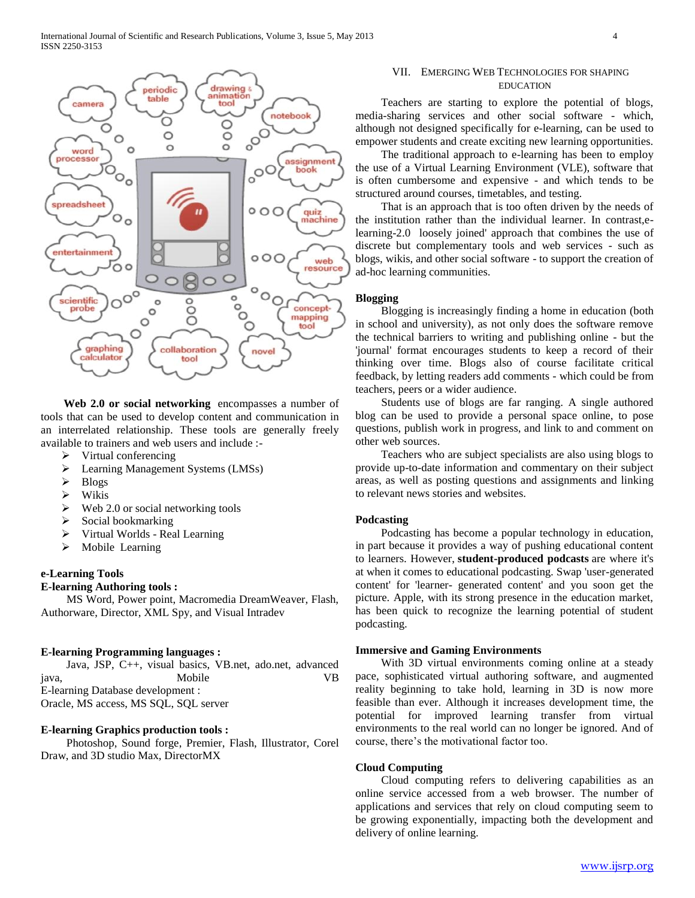**Web 2.0 or social networking** encompasses a number of tools that can be used to develop content and communication in an interrelated relationship. These tools are generally freely available to trainers and web users and include :-

- Virtual conferencing
- Learning Management Systems (LMSs)
- Blogs
- Wikis
- Web 2.0 or social networking tools
- Social bookmarking
- Virtual Worlds - Real Learning
- Mobile Learning

**e-Learning Tools**

**E-learning Authoring tools :**

MS Word, Power point, Macromedia DreamWeaver, Flash, Authorware, Director, XML Spy, and Visual Intradev

**E-learning Programming languages :**

Java, JSP, C++, visual basics, VB.net, ado.net, advanced java, Mobile VB

E-learning Database development :

Oracle, MS access, MS SQL, SQL server

**E-learning Graphics production tools :**

Photoshop, Sound forge, Premier, Flash, Illustrator, Corel Draw, and 3D studio Max, DirectorMX

## VII. Emerging Web Technologies for Shaping Education

Teachers are starting to explore the potential of blogs, media-sharing services and other social software - which, although not designed specifically for e-learning, can be used to empower students and create exciting new learning opportunities.

The traditional approach to e-learning has been to employ the use of a Virtual Learning Environment (VLE), software that is often cumbersome and expensive - and which tends to be structured around courses, timetables, and testing.

That is an approach that is too often driven by the needs of the institution rather than the individual learner. In contrast,e-learning-2.0 loosely joined' approach that combines the use of discrete but complementary tools and web services - such as blogs, wikis, and other social software - to support the creation of ad-hoc learning communities.

**Blogging**

Blogging is increasingly finding a home in education (both in school and university), as not only does the software remove the technical barriers to writing and publishing online - but the 'journal' format encourages students to keep a record of their thinking over time. Blogs also of course facilitate critical feedback, by letting readers add comments - which could be from teachers, peers or a wider audience.

Students use of blogs are far ranging. A single authored blog can be used to provide a personal space online, to pose questions, publish work in progress, and link to and comment on other web sources.

Teachers who are subject specialists are also using blogs to provide up-to-date information and commentary on their subject areas, as well as posting questions and assignments and linking to relevant news stories and websites.

**Podcasting**

Podcasting has become a popular technology in education, in part because it provides a way of pushing educational content to learners. However, **student-produced podcasts** are where it's at when it comes to educational podcasting. Swap 'user-generated content' for 'learner- generated content' and you soon get the picture. Apple, with its strong presence in the education market, has been quick to recognize the learning potential of student podcasting.

**Immersive and Gaming Environments**

With 3D virtual environments coming online at a steady pace, sophisticated virtual authoring software, and augmented reality beginning to take hold, learning in 3D is now more feasible than ever. Although it increases development time, the potential for improved learning transfer from virtual environments to the real world can no longer be ignored. And of course, there's the motivational factor too.

**Cloud Computing**

Cloud computing refers to delivering capabilities as an online service accessed from a web browser. The number of applications and services that rely on cloud computing seem to be growing exponentially, impacting both the development and delivery of online learning.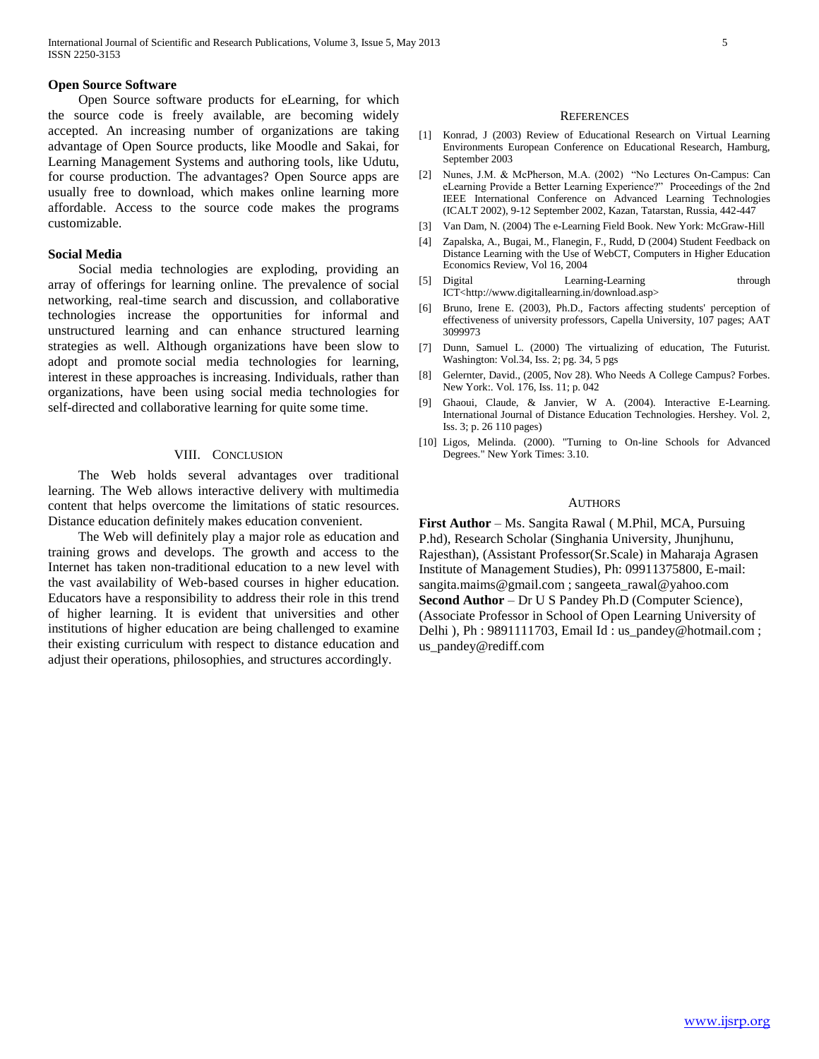**Open Source Software**

Open Source software products for eLearning, for which the source code is freely available, are becoming widely accepted. An increasing number of organizations are taking advantage of Open Source products, like Moodle and Sakai, for Learning Management Systems and authoring tools, like Udutu, for course production. The advantages? Open Source apps are usually free to download, which makes online learning more affordable. Access to the source code makes the programs customizable.

**Social Media**

Social media technologies are exploding, providing an array of offerings for learning online. The prevalence of social networking, real-time search and discussion, and collaborative technologies increase the opportunities for informal and unstructured learning and can enhance structured learning strategies as well. Although organizations have been slow to adopt and promote social media technologies for learning, interest in these approaches is increasing. Individuals, rather than organizations, have been using social media technologies for self-directed and collaborative learning for quite some time.

## VIII. Conclusion

The Web holds several advantages over traditional learning. The Web allows interactive delivery with multimedia content that helps overcome the limitations of static resources. Distance education definitely makes education convenient.

The Web will definitely play a major role as education and training grows and develops. The growth and access to the Internet has taken non-traditional education to a new level with the vast availability of Web-based courses in higher education. Educators have a responsibility to address their role in this trend of higher learning. It is evident that universities and other institutions of higher education are being challenged to examine their existing curriculum with respect to distance education and adjust their operations, philosophies, and structures accordingly.

## References

[1] Konrad, J (2003) Review of Educational Research on Virtual Learning Environments European Conference on Educational Research, Hamburg, September 2003

[2] Nunes, J.M. & McPherson, M.A. (2002) "No Lectures On-Campus: Can eLearning Provide a Better Learning Experience?" Proceedings of the 2nd IEEE International Conference on Advanced Learning Technologies (ICALT 2002), 9-12 September 2002, Kazan, Tatarstan, Russia, 442-447

[3] Van Dam, N. (2004) The e-Learning Field Book. New York: McGraw-Hill

[4] Zapalska, A., Bugai, M., Flanegin, F., Rudd, D (2004) Student Feedback on Distance Learning with the Use of WebCT, Computers in Higher Education Economics Review, Vol 16, 2004

[5] Digital Learning-Learning through ICT<http://www.digitallearning.in/download.asp>

[6] Bruno, Irene E. (2003), Ph.D., Factors affecting students' perception of effectiveness of university professors, Capella University, 107 pages; AAT 3099973

[7] Dunn, Samuel L. (2000) The virtualizing of education, The Futurist. Washington: Vol.34, Iss. 2; pg. 34, 5 pgs

[8] Gelernter, David., (2005, Nov 28). Who Needs A College Campus? Forbes. New York:. Vol. 176, Iss. 11; p. 042

[9] Ghaoui, Claude, & Janvier, W A. (2004). Interactive E-Learning. International Journal of Distance Education Technologies. Hershey. Vol. 2, Iss. 3; p. 26 110 pages)

[10] Ligos, Melinda. (2000). "Turning to On-line Schools for Advanced Degrees." New York Times: 3.10.

## Authors

**First Author** – Ms. Sangita Rawal ( M.Phil, MCA, Pursuing P.hd), Research Scholar (Singhania University, Jhunjhunu, Rajesthan), (Assistant Professor(Sr.Scale) in Maharaja Agrasen Institute of Management Studies), Ph: 09911375800, E-mail: sangita.maims@gmail.com ; sangeeta_rawal@yahoo.com

**Second Author** – Dr U S Pandey Ph.D (Computer Science), (Associate Professor in School of Open Learning University of Delhi ), Ph : 9891111703, Email Id : us_pandey@hotmail.com ; us_pandey@rediff.com